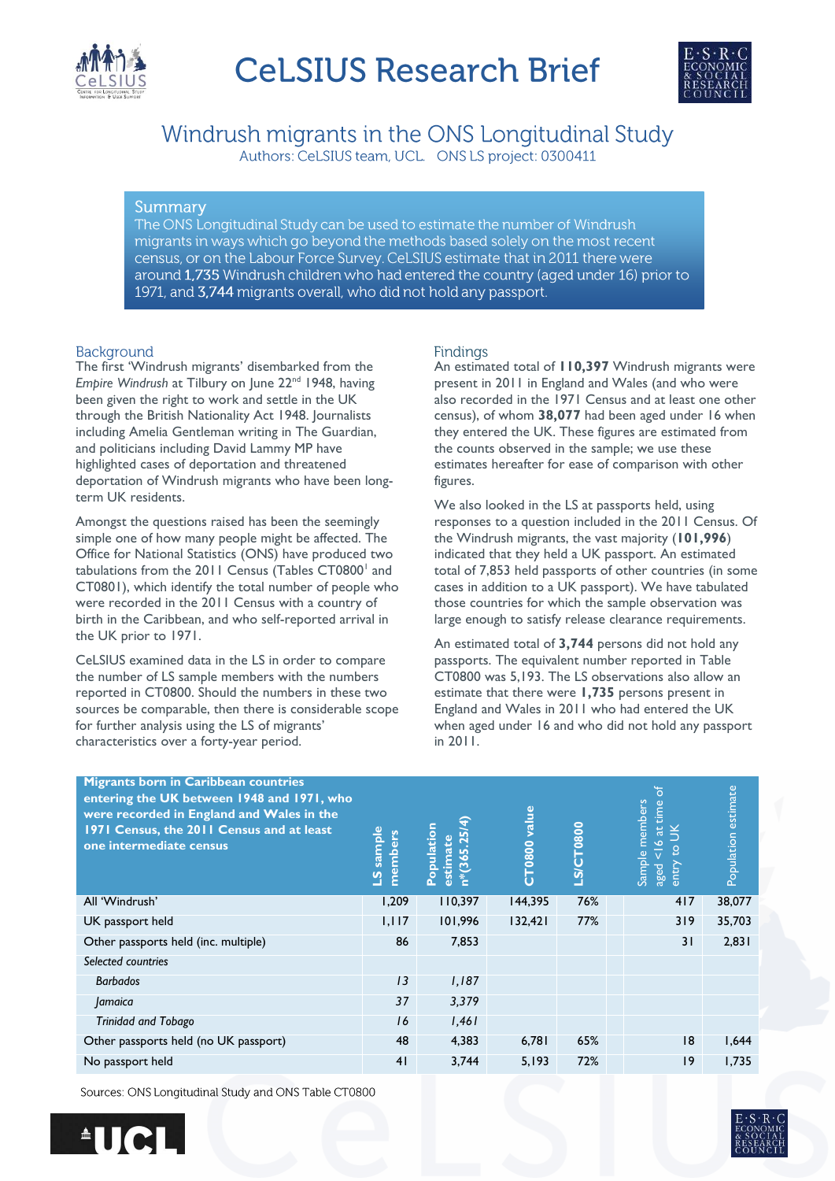# CeLSIUS Research Brief

## Windrush migrants in the ONS Longitudinal Study

Authors: CeLSIUS team, UCL. ONS LS project: 0300411

### Summary

The ONS Longitudinal Study can be used to estimate the number of Windrush migrants in ways which go beyond the methods based solely on the most recent census, or on the Labour Force Survey. CeLSIUS estimate that in 2011 there were around **1,735** Windrush children who had entered the country (aged under 16) prior to 1971, and **3,744** migrants overall, who did not hold any passport.

### Background

The first 'Windrush migrants' disembarked from the *Empire Windrush* at Tilbury on June 22nd 1948, having been given the right to work and settle in the UK through the British Nationality Act 1948. Journalists including Amelia Gentleman writing in The Guardian, and politicians including David Lammy MP have highlighted cases of deportation and threatened deportation of Windrush migrants who have been long-term UK residents.

Amongst the questions raised has been the seemingly simple one of how many people might be affected. The Office for National Statistics (ONS) have produced two tabulations from the 2011 Census (Tables CT0800[1] and CT0801), which identify the total number of people who were recorded in the 2011 Census with a country of birth in the Caribbean, and who self-reported arrival in the UK prior to 1971.

CeLSIUS examined data in the LS in order to compare the number of LS sample members with the numbers reported in CT0800. Should the numbers in these two sources be comparable, then there is considerable scope for further analysis using the LS of migrants' characteristics over a forty-year period.

### Findings

An estimated total of **110,397** Windrush migrants were present in 2011 in England and Wales (and who were also recorded in the 1971 Census and at least one other census), of whom **38,077** had been aged under 16 when they entered the UK. These figures are estimated from the counts observed in the sample; we use these estimates hereafter for ease of comparison with other figures.

We also looked in the LS at passports held, using responses to a question included in the 2011 Census. Of the Windrush migrants, the vast majority (**101,996**) indicated that they held a UK passport. An estimated total of 7,853 held passports of other countries (in some cases in addition to a UK passport). We have tabulated those countries for which the sample observation was large enough to satisfy release clearance requirements.

An estimated total of **3,744** persons did not hold any passports. The equivalent number reported in Table CT0800 was 5,193. The LS observations also allow an estimate that there were **1,735** persons present in England and Wales in 2011 who had entered the UK when aged under 16 and who did not hold any passport in 2011.

| Migrants born in Caribbean countries entering the UK between 1948 and 1971, who were recorded in England and Wales in the 1971 Census, the 2011 Census and at least one intermediate census | LS sample members | Population estimate n*(365.25/4) | CT0800 value | LS/CT0800 | Sample members aged <16 at time of entry to UK | Population estimate |
|---|---|---|---|---|---|---|
| All 'Windrush' | 1,209 | 110,397 | 144,395 | 76% | 417 | 38,077 |
| UK passport held | 1,117 | 101,996 | 132,421 | 77% | 319 | 35,703 |
| Other passports held (inc. multiple) | 86 | 7,853 | | | 31 | 2,831 |
| *Selected countries* | | | | | | |
| *Barbados* | *13* | *1,187* | | | | |
| *Jamaica* | *37* | *3,379* | | | | |
| *Trinidad and Tobago* | *16* | *1,461* | | | | |
| Other passports held (no UK passport) | 48 | 4,383 | 6,781 | 65% | 18 | 1,644 |
| No passport held | 41 | 3,744 | 5,193 | 72% | 19 | 1,735 |

Sources: ONS Longitudinal Study and ONS Table CT0800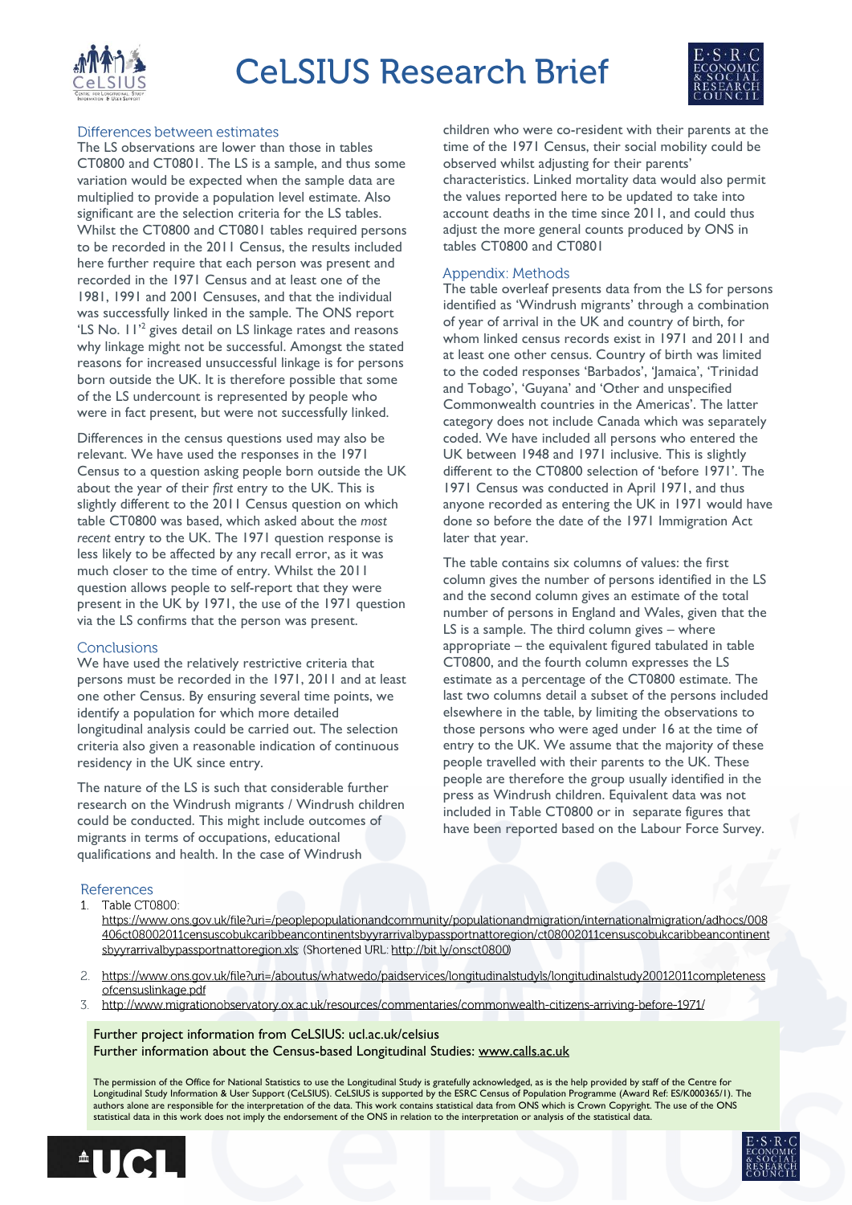# CeLSIUS Research Brief

## Differences between estimates

The LS observations are lower than those in tables CT0800 and CT0801. The LS is a sample, and thus some variation would be expected when the sample data are multiplied to provide a population level estimate. Also significant are the selection criteria for the LS tables. Whilst the CT0800 and CT0801 tables required persons to be recorded in the 2011 Census, the results included here further require that each person was present and recorded in the 1971 Census and at least one of the 1981, 1991 and 2001 Censuses, and that the individual was successfully linked in the sample. The ONS report 'LS No. 11'[2] gives detail on LS linkage rates and reasons why linkage might not be successful. Amongst the stated reasons for increased unsuccessful linkage is for persons born outside the UK. It is therefore possible that some of the LS undercount is represented by people who were in fact present, but were not successfully linked.

Differences in the census questions used may also be relevant. We have used the responses in the 1971 Census to a question asking people born outside the UK about the year of their *first* entry to the UK. This is slightly different to the 2011 Census question on which table CT0800 was based, which asked about the *most recent* entry to the UK. The 1971 question response is less likely to be affected by any recall error, as it was much closer to the time of entry. Whilst the 2011 question allows people to self-report that they were present in the UK by 1971, the use of the 1971 question via the LS confirms that the person was present.

## Conclusions

We have used the relatively restrictive criteria that persons must be recorded in the 1971, 2011 and at least one other Census. By ensuring several time points, we identify a population for which more detailed longitudinal analysis could be carried out. The selection criteria also given a reasonable indication of continuous residency in the UK since entry.

The nature of the LS is such that considerable further research on the Windrush migrants / Windrush children could be conducted. This might include outcomes of migrants in terms of occupations, educational qualifications and health. In the case of Windrush children who were co-resident with their parents at the time of the 1971 Census, their social mobility could be observed whilst adjusting for their parents' characteristics. Linked mortality data would also permit the values reported here to be updated to take into account deaths in the time since 2011, and could thus adjust the more general counts produced by ONS in tables CT0800 and CT0801

## Appendix: Methods

The table overleaf presents data from the LS for persons identified as 'Windrush migrants' through a combination of year of arrival in the UK and country of birth, for whom linked census records exist in 1971 and 2011 and at least one other census. Country of birth was limited to the coded responses 'Barbados', 'Jamaica', 'Trinidad and Tobago', 'Guyana' and 'Other and unspecified Commonwealth countries in the Americas'. The latter category does not include Canada which was separately coded. We have included all persons who entered the UK between 1948 and 1971 inclusive. This is slightly different to the CT0800 selection of 'before 1971'. The 1971 Census was conducted in April 1971, and thus anyone recorded as entering the UK in 1971 would have done so before the date of the 1971 Immigration Act later that year.

The table contains six columns of values: the first column gives the number of persons identified in the LS and the second column gives an estimate of the total number of persons in England and Wales, given that the LS is a sample. The third column gives – where appropriate – the equivalent figured tabulated in table CT0800, and the fourth column expresses the LS estimate as a percentage of the CT0800 estimate. The last two columns detail a subset of the persons included elsewhere in the table, by limiting the observations to those persons who were aged under 16 at the time of entry to the UK. We assume that the majority of these people travelled with their parents to the UK. These people are therefore the group usually identified in the press as Windrush children. Equivalent data was not included in Table CT0800 or in separate figures that have been reported based on the Labour Force Survey.

## References

1. Table CT0800: https://www.ons.gov.uk/file?uri=/peoplepopulationandcommunity/populationandmigration/internationalmigration/adhocs/008406ct08002011censuscobukcaribbeancontinentsbyyrarrivalbypassporttoregion/ct08002011censuscobukcaribbeancontinentsbyyrarrivalbypassporttoregion.xls; (Shortened URL: http://bit.ly/onsct0800)
2. https://www.ons.gov.uk/file?uri=/aboutus/whatwedo/paidservices/longitudinalstudyls/longitudinalstudy20012011completenessofcensuslinkage.pdf
3. http://www.migrationobservatory.ox.ac.uk/resources/commentaries/commonwealth-citizens-arriving-before-1971/

Further project information from CeLSIUS: ucl.ac.uk/celsius
Further information about the Census-based Longitudinal Studies: www.calls.ac.uk

The permission of the Office for National Statistics to use the Longitudinal Study is gratefully acknowledged, as is the help provided by staff of the Centre for Longitudinal Study Information & User Support (CeLSIUS). CeLSIUS is supported by the ESRC Census of Population Programme (Award Ref: ES/K000365/1). The authors alone are responsible for the interpretation of the data. This work contains statistical data from ONS which is Crown Copyright. The use of the ONS statistical data in this work does not imply the endorsement of the ONS in relation to the interpretation or analysis of the statistical data.